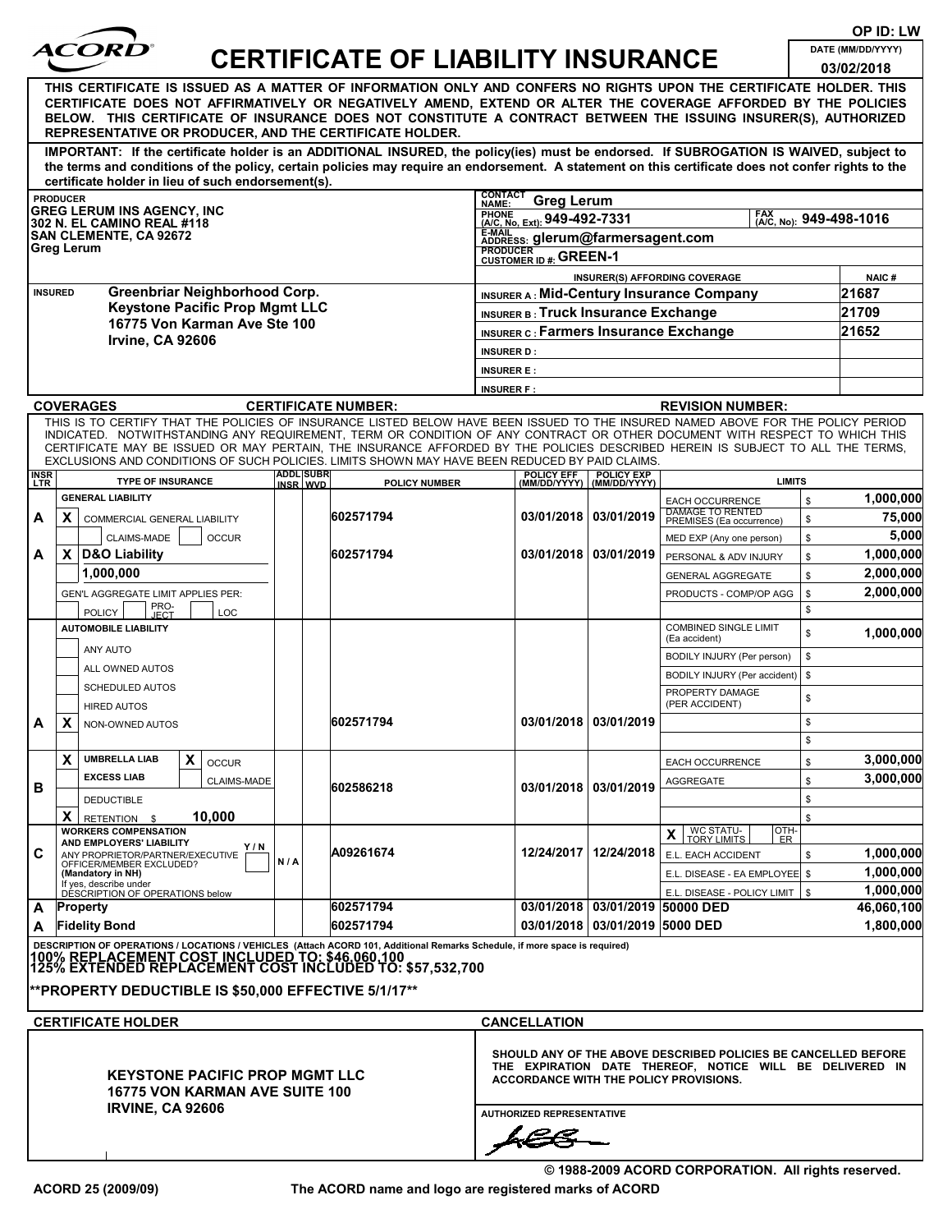ACORD

# CERTIFICATE OF LIABILITY INSURANCE

OP ID: LW

DATE (MM/DD/YYYY) 03/02/2018

**THIS CERTIFICATE IS ISSUED AS A MATTER OF INFORMATION ONLY AND CONFERS NO RIGHTS UPON THE CERTIFICATE HOLDER. THIS CERTIFICATE DOES NOT AFFIRMATIVELY OR NEGATIVELY AMEND, EXTEND OR ALTER THE COVERAGE AFFORDED BY THE POLICIES BELOW. THIS CERTIFICATE OF INSURANCE DOES NOT CONSTITUTE A CONTRACT BETWEEN THE ISSUING INSURER(S), AUTHORIZED REPRESENTATIVE OR PRODUCER, AND THE CERTIFICATE HOLDER.**

**IMPORTANT: If the certificate holder is an ADDITIONAL INSURED, the policy(ies) must be endorsed. If SUBROGATION IS WAIVED, subject to the terms and conditions of the policy, certain policies may require an endorsement. A statement on this certificate does not confer rights to the certificate holder in lieu of such endorsement(s).**

| PRODUCER | |
|---|---|
| GREG LERUM INS AGENCY, INC<br>302 N. EL CAMINO REAL #118<br>SAN CLEMENTE, CA 92672<br>Greg Lerum | CONTACT NAME: Greg Lerum<br>PHONE (A/C, No, Ext): 949-492-7331 FAX (A/C, No): 949-498-1016<br>E-MAIL ADDRESS: glerum@farmersagent.com<br>PRODUCER CUSTOMER ID #: GREEN-1 |

| INSURED | INSURER(S) AFFORDING COVERAGE | NAIC # |
|---|---|---|
| Greenbriar Neighborhood Corp.<br>Keystone Pacific Prop Mgmt LLC<br>16775 Von Karman Ave Ste 100<br>Irvine, CA 92606 | INSURER A : Mid-Century Insurance Company | 21687 |
| | INSURER B : Truck Insurance Exchange | 21709 |
| | INSURER C : Farmers Insurance Exchange | 21652 |
| | INSURER D : | |
| | INSURER E : | |
| | INSURER F : | |

## COVERAGES

CERTIFICATE NUMBER: REVISION NUMBER:

THIS IS TO CERTIFY THAT THE POLICIES OF INSURANCE LISTED BELOW HAVE BEEN ISSUED TO THE INSURED NAMED ABOVE FOR THE POLICY PERIOD INDICATED. NOTWITHSTANDING ANY REQUIREMENT, TERM OR CONDITION OF ANY CONTRACT OR OTHER DOCUMENT WITH RESPECT TO WHICH THIS CERTIFICATE MAY BE ISSUED OR MAY PERTAIN, THE INSURANCE AFFORDED BY THE POLICIES DESCRIBED HEREIN IS SUBJECT TO ALL THE TERMS, EXCLUSIONS AND CONDITIONS OF SUCH POLICIES. LIMITS SHOWN MAY HAVE BEEN REDUCED BY PAID CLAIMS.

| INSR LTR | TYPE OF INSURANCE | ADDL INSR | SUBR WVD | POLICY NUMBER | POLICY EFF (MM/DD/YYYY) | POLICY EXP (MM/DD/YYYY) | LIMITS | |
|---|---|---|---|---|---|---|---|---|
| | GENERAL LIABILITY | | | | | | EACH OCCURRENCE | $ 1,000,000 |
| A | X COMMERCIAL GENERAL LIABILITY | | | 602571794 | 03/01/2018 | 03/01/2019 | DAMAGE TO RENTED PREMISES (Ea occurrence) | $ 75,000 |
| | CLAIMS-MADE / OCCUR | | | | | | MED EXP (Any one person) | $ 5,000 |
| A | X D&O Liability | | | 602571794 | 03/01/2018 | 03/01/2019 | PERSONAL & ADV INJURY | $ 1,000,000 |
| | 1,000,000 | | | | | | GENERAL AGGREGATE | $ 2,000,000 |
| | GEN'L AGGREGATE LIMIT APPLIES PER: | | | | | | PRODUCTS - COMP/OP AGG | $ 2,000,000 |
| | POLICY / PRO-JECT / LOC | | | | | | | $ |
| | AUTOMOBILE LIABILITY | | | | | | COMBINED SINGLE LIMIT (Ea accident) | $ 1,000,000 |
| | ANY AUTO | | | | | | BODILY INJURY (Per person) | $ |
| | ALL OWNED AUTOS | | | | | | BODILY INJURY (Per accident) | $ |
| | SCHEDULED AUTOS | | | | | | PROPERTY DAMAGE (PER ACCIDENT) | $ |
| | HIRED AUTOS | | | | | | | |
| A | X NON-OWNED AUTOS | | | 602571794 | 03/01/2018 | 03/01/2019 | | $ |
| | | | | | | | | $ |
| | X UMBRELLA LIAB / X OCCUR | | | | | | EACH OCCURRENCE | $ 3,000,000 |
| B | EXCESS LIAB / CLAIMS-MADE | | | 602586218 | 03/01/2018 | 03/01/2019 | AGGREGATE | $ 3,000,000 |
| | DEDUCTIBLE | | | | | | | $ |
| | X RETENTION $ 10,000 | | | | | | | $ |
| | WORKERS COMPENSATION AND EMPLOYERS' LIABILITY Y/N | | | | | | X WC STATU-TORY LIMITS / OTH-ER | |
| C | ANY PROPRIETOR/PARTNER/EXECUTIVE OFFICER/MEMBER EXCLUDED? (Mandatory in NH) | N/A | | A09261674 | 12/24/2017 | 12/24/2018 | E.L. EACH ACCIDENT | $ 1,000,000 |
| | If yes, describe under DESCRIPTION OF OPERATIONS below | | | | | | E.L. DISEASE - EA EMPLOYEE | $ 1,000,000 |
| | | | | | | | E.L. DISEASE - POLICY LIMIT | $ 1,000,000 |
| A | Property | | | 602571794 | 03/01/2018 | 03/01/2019 | 50000 DED | 46,060,100 |
| A | Fidelity Bond | | | 602571794 | 03/01/2018 | 03/01/2019 | 5000 DED | 1,800,000 |

DESCRIPTION OF OPERATIONS / LOCATIONS / VEHICLES (Attach ACORD 101, Additional Remarks Schedule, if more space is required)

**100% REPLACEMENT COST INCLUDED TO: $46,060,100**
**125% EXTENDED REPLACEMENT COST INCLUDED TO: $57,532,700**

****PROPERTY DEDUCTIBLE IS $50,000 EFFECTIVE 5/1/17****

| CERTIFICATE HOLDER | CANCELLATION |
|---|---|
| **KEYSTONE PACIFIC PROP MGMT LLC**<br>**16775 VON KARMAN AVE SUITE 100**<br>**IRVINE, CA 92606** | SHOULD ANY OF THE ABOVE DESCRIBED POLICIES BE CANCELLED BEFORE THE EXPIRATION DATE THEREOF, NOTICE WILL BE DELIVERED IN ACCORDANCE WITH THE POLICY PROVISIONS.<br><br>AUTHORIZED REPRESENTATIVE |

© 1988-2009 ACORD CORPORATION. All rights reserved.

ACORD 25 (2009/09) The ACORD name and logo are registered marks of ACORD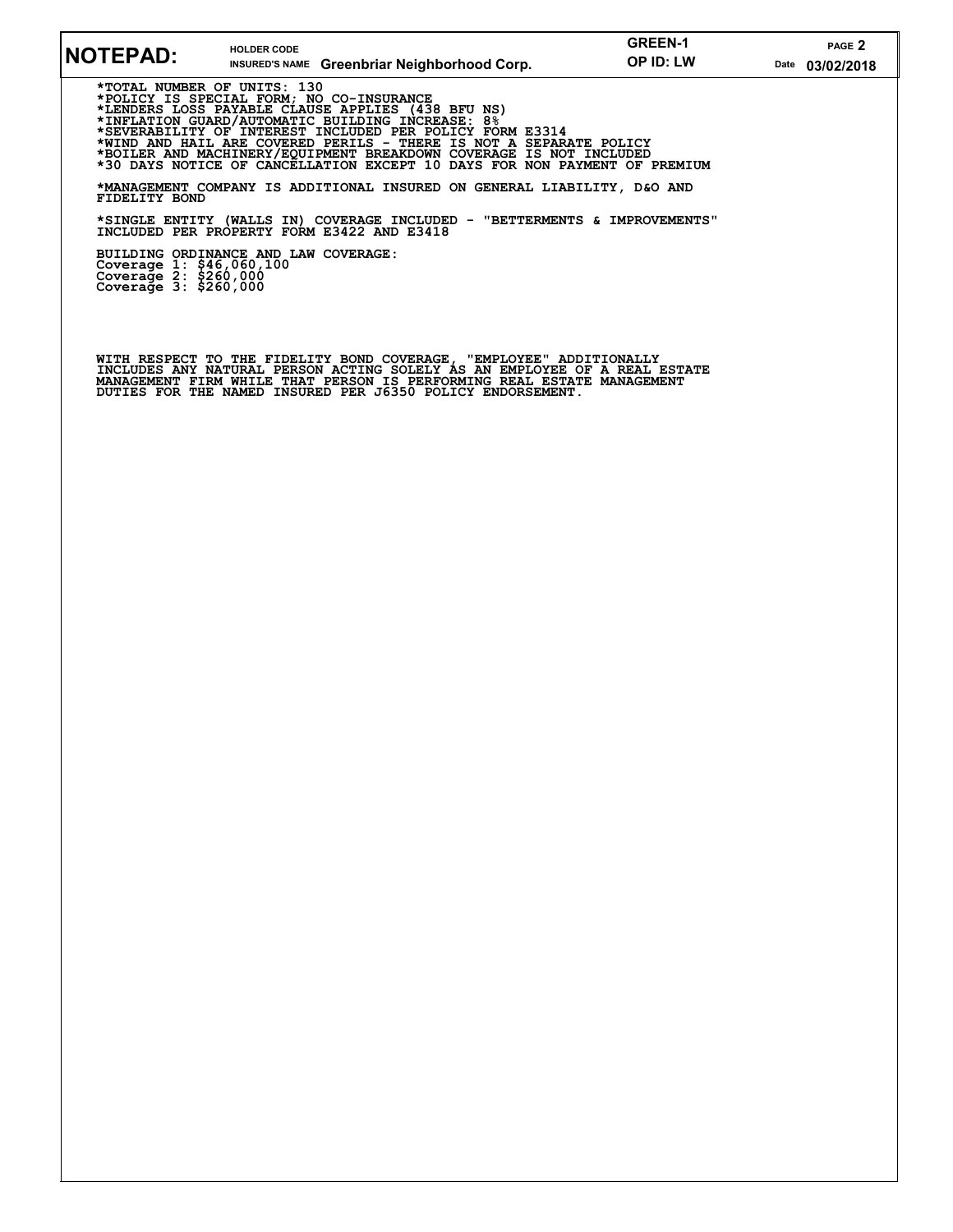**NOTEPAD:** HOLDER CODE INSURED'S NAME **Greenbriar Neighborhood Corp.** **GREEN-1** **OP ID: LW** Date **03/02/2018**

*TOTAL NUMBER OF UNITS: 130
*POLICY IS SPECIAL FORM; NO CO-INSURANCE
*LENDERS LOSS PAYABLE CLAUSE APPLIES (438 BFU NS)
*INFLATION GUARD/AUTOMATIC BUILDING INCREASE: 8%
*SEVERABILITY OF INTEREST INCLUDED PER POLICY FORM E3314
*WIND AND HAIL ARE COVERED PERILS - THERE IS NOT A SEPARATE POLICY
*BOILER AND MACHINERY/EQUIPMENT BREAKDOWN COVERAGE IS NOT INCLUDED
*30 DAYS NOTICE OF CANCELLATION EXCEPT 10 DAYS FOR NON PAYMENT OF PREMIUM

*MANAGEMENT COMPANY IS ADDITIONAL INSURED ON GENERAL LIABILITY, D&O AND FIDELITY BOND

*SINGLE ENTITY (WALLS IN) COVERAGE INCLUDED - "BETTERMENTS & IMPROVEMENTS" INCLUDED PER PROPERTY FORM E3422 AND E3418

BUILDING ORDINANCE AND LAW COVERAGE:
Coverage 1: $46,060,100
Coverage 2: $260,000
Coverage 3: $260,000

WITH RESPECT TO THE FIDELITY BOND COVERAGE, "EMPLOYEE" ADDITIONALLY INCLUDES ANY NATURAL PERSON ACTING SOLELY AS AN EMPLOYEE OF A REAL ESTATE MANAGEMENT FIRM WHILE THAT PERSON IS PERFORMING REAL ESTATE MANAGEMENT DUTIES FOR THE NAMED INSURED PER J6350 POLICY ENDORSEMENT.